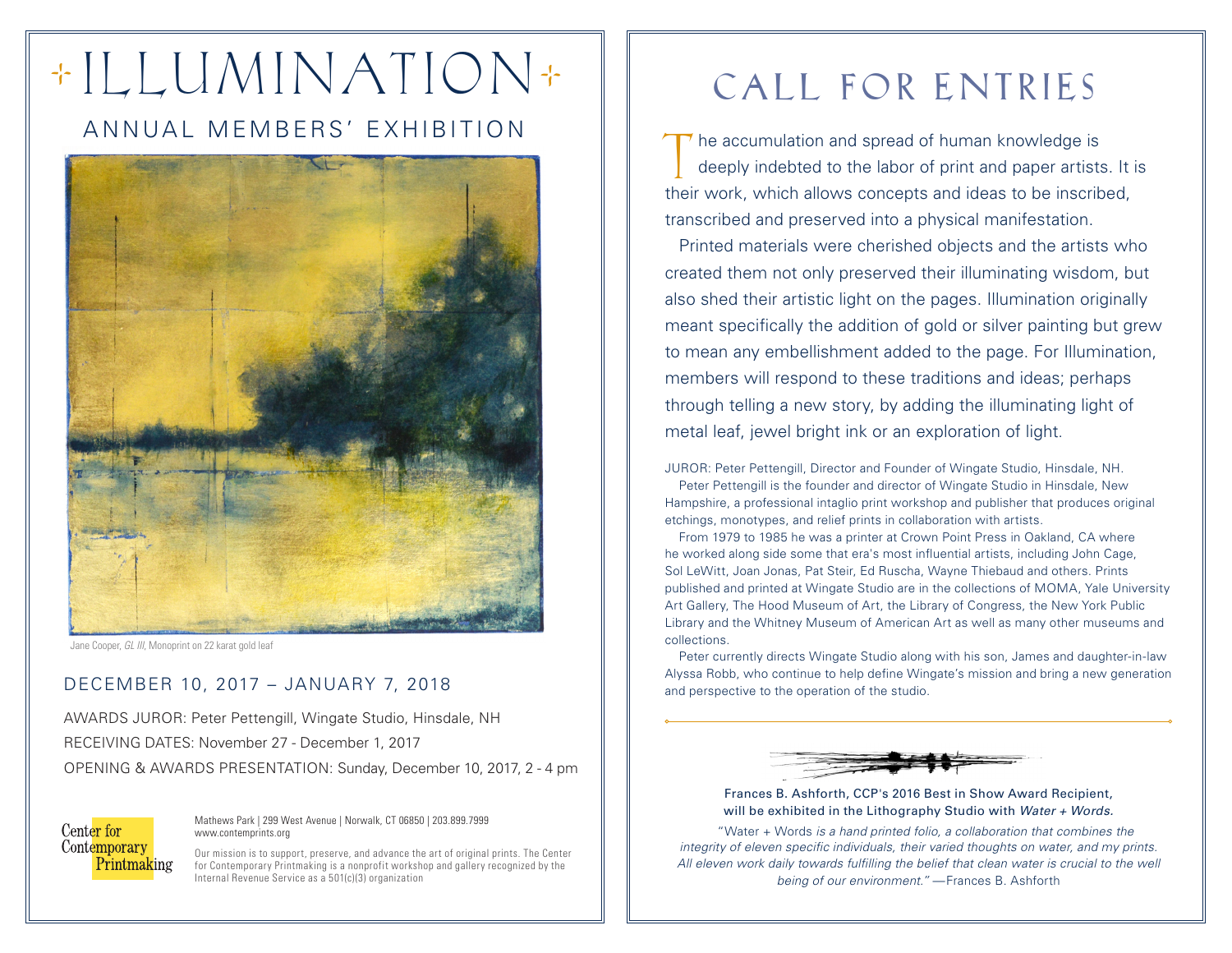# ILLUMINATION

## ANNUAL MEMBERS' EXHIBITION

Jane Cooper, *GL III*, Monoprint on 22 karat gold leaf

DECEMBER 10, 2017 – JANUARY 7, 2018

AWARDS JUROR: Peter Pettengill, Wingate Studio, Hinsdale, NH

RECEIVING DATES: November 27 - December 1, 2017

OPENING & AWARDS PRESENTATION: Sunday, December 10, 2017, 2 - 4 pm

Center for Contemporary Printmaking

Mathews Park | 299 West Avenue | Norwalk, CT 06850 | 203.899.7999
www.contemprints.org

Our mission is to support, preserve, and advance the art of original prints. The Center for Contemporary Printmaking is a nonprofit workshop and gallery recognized by the Internal Revenue Service as a 501(c)(3) organization

# CALL FOR ENTRIES

The accumulation and spread of human knowledge is deeply indebted to the labor of print and paper artists. It is their work, which allows concepts and ideas to be inscribed, transcribed and preserved into a physical manifestation.

Printed materials were cherished objects and the artists who created them not only preserved their illuminating wisdom, but also shed their artistic light on the pages. Illumination originally meant specifically the addition of gold or silver painting but grew to mean any embellishment added to the page. For Illumination, members will respond to these traditions and ideas; perhaps through telling a new story, by adding the illuminating light of metal leaf, jewel bright ink or an exploration of light.

JUROR: Peter Pettengill, Director and Founder of Wingate Studio, Hinsdale, NH.

Peter Pettengill is the founder and director of Wingate Studio in Hinsdale, New Hampshire, a professional intaglio print workshop and publisher that produces original etchings, monotypes, and relief prints in collaboration with artists.

From 1979 to 1985 he was a printer at Crown Point Press in Oakland, CA where he worked along side some that era's most influential artists, including John Cage, Sol LeWitt, Joan Jonas, Pat Steir, Ed Ruscha, Wayne Thiebaud and others. Prints published and printed at Wingate Studio are in the collections of MOMA, Yale University Art Gallery, The Hood Museum of Art, the Library of Congress, the New York Public Library and the Whitney Museum of American Art as well as many other museums and collections.

Peter currently directs Wingate Studio along with his son, James and daughter-in-law Alyssa Robb, who continue to help define Wingate's mission and bring a new generation and perspective to the operation of the studio.

---

Frances B. Ashforth, CCP's 2016 Best in Show Award Recipient, will be exhibited in the Lithography Studio with *Water + Words*.

"Water + Words *is a hand printed folio, a collaboration that combines the integrity of eleven specific individuals, their varied thoughts on water, and my prints. All eleven work daily towards fulfilling the belief that clean water is crucial to the well being of our environment."* —Frances B. Ashforth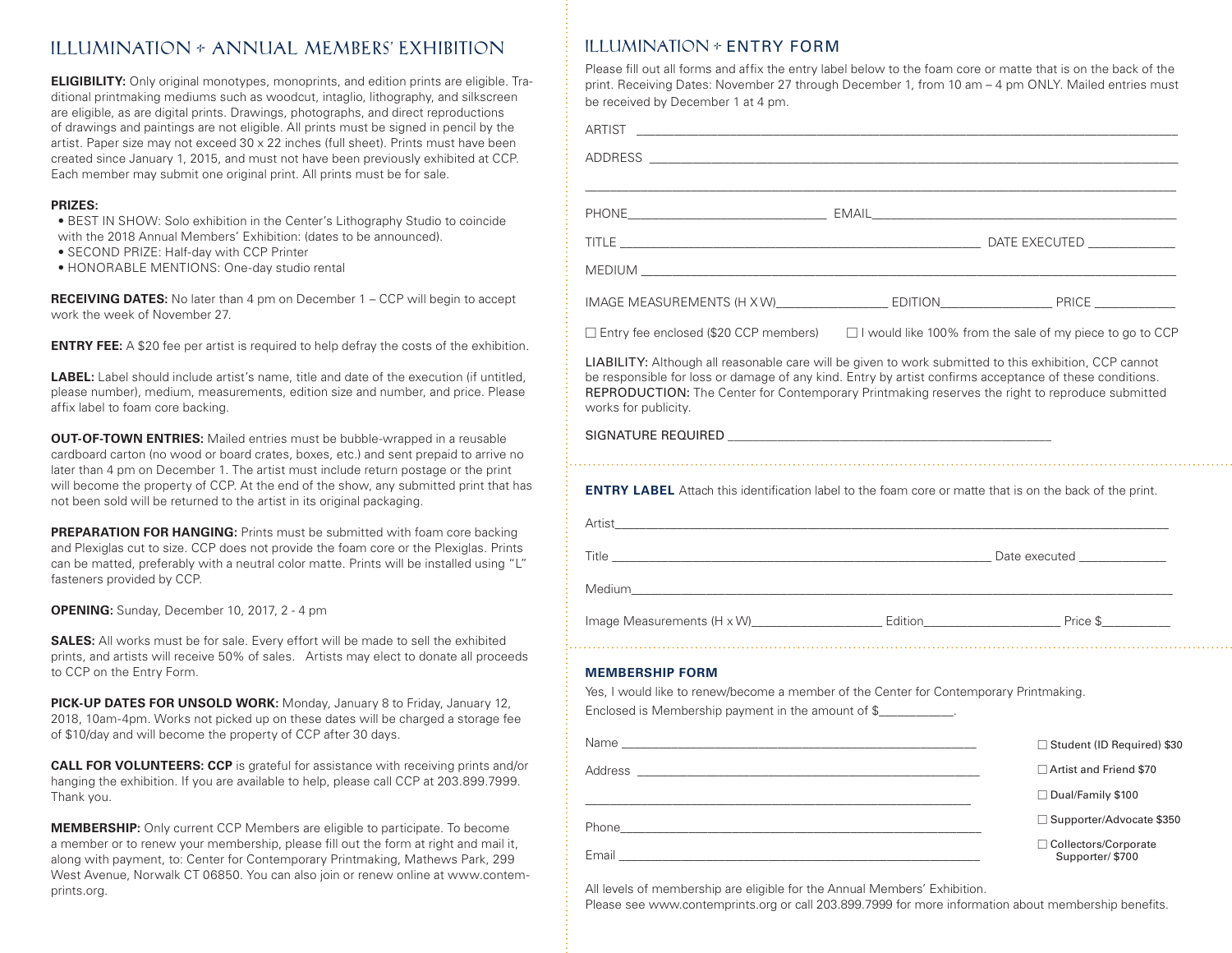# ILLUMINATION ✣ ANNUAL MEMBERS' EXHIBITION

**ELIGIBILITY:** Only original monotypes, monoprints, and edition prints are eligible. Traditional printmaking mediums such as woodcut, intaglio, lithography, and silkscreen are eligible, as are digital prints. Drawings, photographs, and direct reproductions of drawings and paintings are not eligible. All prints must be signed in pencil by the artist. Paper size may not exceed 30 x 22 inches (full sheet). Prints must have been created since January 1, 2015, and must not have been previously exhibited at CCP. Each member may submit one original print. All prints must be for sale.

**PRIZES:**

- BEST IN SHOW: Solo exhibition in the Center's Lithography Studio to coincide with the 2018 Annual Members' Exhibition: (dates to be announced).
- SECOND PRIZE: Half-day with CCP Printer
- HONORABLE MENTIONS: One-day studio rental

**RECEIVING DATES:** No later than 4 pm on December 1 – CCP will begin to accept work the week of November 27.

**ENTRY FEE:** A $20 fee per artist is required to help defray the costs of the exhibition.

**LABEL:** Label should include artist's name, title and date of the execution (if untitled, please number), medium, measurements, edition size and number, and price. Please affix label to foam core backing.

**OUT-OF-TOWN ENTRIES:** Mailed entries must be bubble-wrapped in a reusable cardboard carton (no wood or board crates, boxes, etc.) and sent prepaid to arrive no later than 4 pm on December 1. The artist must include return postage or the print will become the property of CCP. At the end of the show, any submitted print that has not been sold will be returned to the artist in its original packaging.

**PREPARATION FOR HANGING:** Prints must be submitted with foam core backing and Plexiglas cut to size. CCP does not provide the foam core or the Plexiglas. Prints can be matted, preferably with a neutral color matte. Prints will be installed using "L" fasteners provided by CCP.

**OPENING:** Sunday, December 10, 2017, 2 - 4 pm

**SALES:** All works must be for sale. Every effort will be made to sell the exhibited prints, and artists will receive 50% of sales. Artists may elect to donate all proceeds to CCP on the Entry Form.

**PICK-UP DATES FOR UNSOLD WORK:** Monday, January 8 to Friday, January 12, 2018, 10am-4pm. Works not picked up on these dates will be charged a storage fee of $10/day and will become the property of CCP after 30 days.

**CALL FOR VOLUNTEERS: CCP** is grateful for assistance with receiving prints and/or hanging the exhibition. If you are available to help, please call CCP at 203.899.7999. Thank you.

**MEMBERSHIP:** Only current CCP Members are eligible to participate. To become a member or to renew your membership, please fill out the form at right and mail it, along with payment, to: Center for Contemporary Printmaking, Mathews Park, 299 West Avenue, Norwalk CT 06850. You can also join or renew online at www.contemprints.org.

# ILLUMINATION ✣ ENTRY FORM

Please fill out all forms and affix the entry label below to the foam core or matte that is on the back of the print. Receiving Dates: November 27 through December 1, from 10 am – 4 pm ONLY. Mailed entries must be received by December 1 at 4 pm.

ARTIST ______________________________

ADDRESS ______________________________

______________________________

PHONE ______________ EMAIL ______________

TITLE ______________________ DATE EXECUTED ____________

MEDIUM ______________________________

IMAGE MEASUREMENTS (H X W) ____________ EDITION ____________ PRICE ____________

☐ Entry fee enclosed ($20 CCP members) ☐ I would like 100% from the sale of my piece to go to CCP

LIABILITY: Although all reasonable care will be given to work submitted to this exhibition, CCP cannot be responsible for loss or damage of any kind. Entry by artist confirms acceptance of these conditions.
REPRODUCTION: The Center for Contemporary Printmaking reserves the right to reproduce submitted works for publicity.

SIGNATURE REQUIRED ______________________________

**ENTRY LABEL** Attach this identification label to the foam core or matte that is on the back of the print.

Artist ______________________________

Title ______________________ Date executed ____________

Medium ______________________________

Image Measurements (H x W) ____________ Edition ____________ Price $ ____________

## MEMBERSHIP FORM

Yes, I would like to renew/become a member of the Center for Contemporary Printmaking.
Enclosed is Membership payment in the amount of $___________.

Name ______________________________

Address ______________________________

______________________________

Phone ______________________________

Email ______________________________

☐ Student (ID Required) $30
☐ Artist and Friend $70
☐ Dual/Family $100
☐ Supporter/Advocate $350
☐ Collectors/Corporate Supporter/ $700

All levels of membership are eligible for the Annual Members' Exhibition.
Please see www.contemprints.org or call 203.899.7999 for more information about membership benefits.